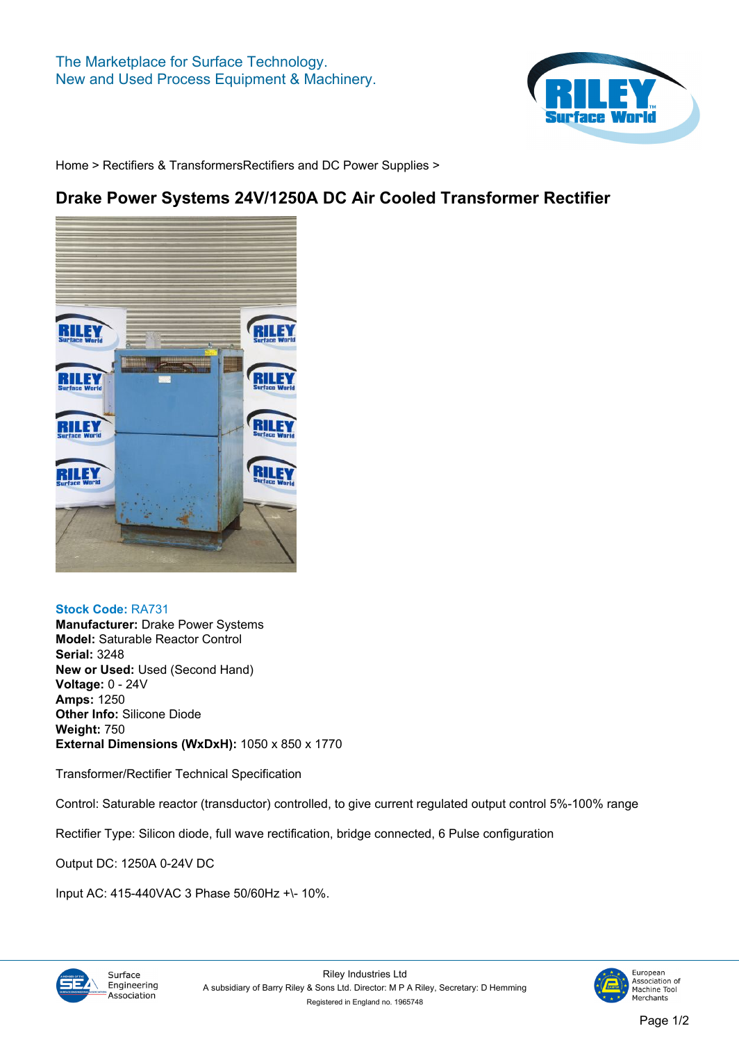The Marketplace for Surface Technology.
New and Used Process Equipment & Machinery.

Home > Rectifiers & TransformersRectifiers and DC Power Supplies >

# Drake Power Systems 24V/1250A DC Air Cooled Transformer Rectifier

**Stock Code:** RA731
**Manufacturer:** Drake Power Systems
**Model:** Saturable Reactor Control
**Serial:** 3248
**New or Used:** Used (Second Hand)
**Voltage:** 0 - 24V
**Amps:** 1250
**Other Info:** Silicone Diode
**Weight:** 750
**External Dimensions (WxDxH):** 1050 x 850 x 1770

Transformer/Rectifier Technical Specification

Control: Saturable reactor (transductor) controlled, to give current regulated output control 5%-100% range

Rectifier Type: Silicon diode, full wave rectification, bridge connected, 6 Pulse configuration

Output DC: 1250A 0-24V DC

Input AC: 415-440VAC 3 Phase 50/60Hz +\- 10%.

Riley Industries Ltd
A subsidiary of Barry Riley & Sons Ltd. Director: M P A Riley, Secretary: D Hemming
Registered in England no. 1965748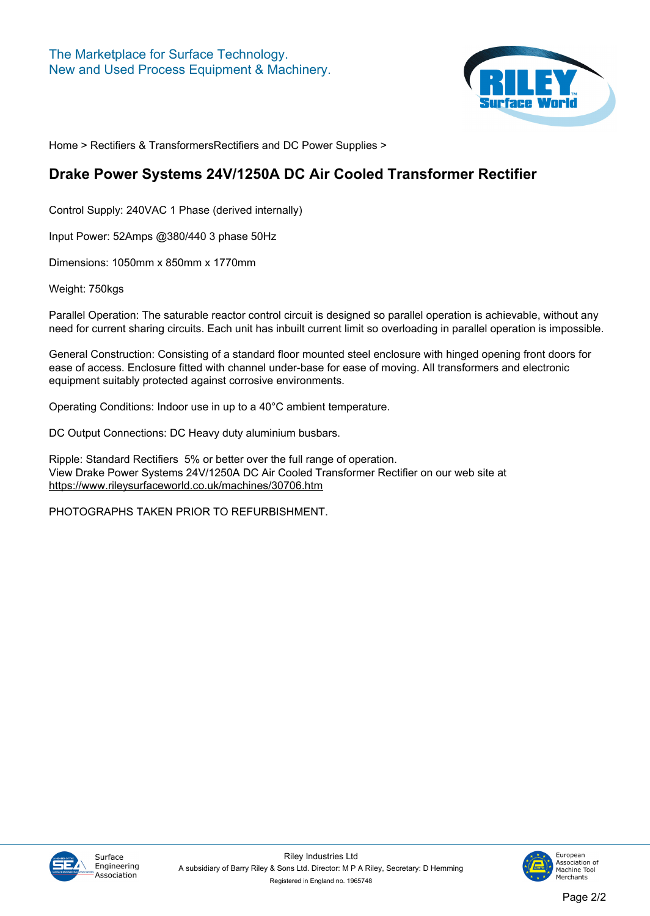The Marketplace for Surface Technology.
New and Used Process Equipment & Machinery.

Home > Rectifiers & TransformersRectifiers and DC Power Supplies >

# Drake Power Systems 24V/1250A DC Air Cooled Transformer Rectifier

Control Supply: 240VAC 1 Phase (derived internally)

Input Power: 52Amps @380/440 3 phase 50Hz

Dimensions: 1050mm x 850mm x 1770mm

Weight: 750kgs

Parallel Operation: The saturable reactor control circuit is designed so parallel operation is achievable, without any need for current sharing circuits. Each unit has inbuilt current limit so overloading in parallel operation is impossible.

General Construction: Consisting of a standard floor mounted steel enclosure with hinged opening front doors for ease of access. Enclosure fitted with channel under-base for ease of moving. All transformers and electronic equipment suitably protected against corrosive environments.

Operating Conditions: Indoor use in up to a 40°C ambient temperature.

DC Output Connections: DC Heavy duty aluminium busbars.

Ripple: Standard Rectifiers 5% or better over the full range of operation.
View Drake Power Systems 24V/1250A DC Air Cooled Transformer Rectifier on our web site at
https://www.rileysurfaceworld.co.uk/machines/30706.htm

PHOTOGRAPHS TAKEN PRIOR TO REFURBISHMENT.

Riley Industries Ltd
A subsidiary of Barry Riley & Sons Ltd. Director: M P A Riley, Secretary: D Hemming
Registered in England no. 1965748